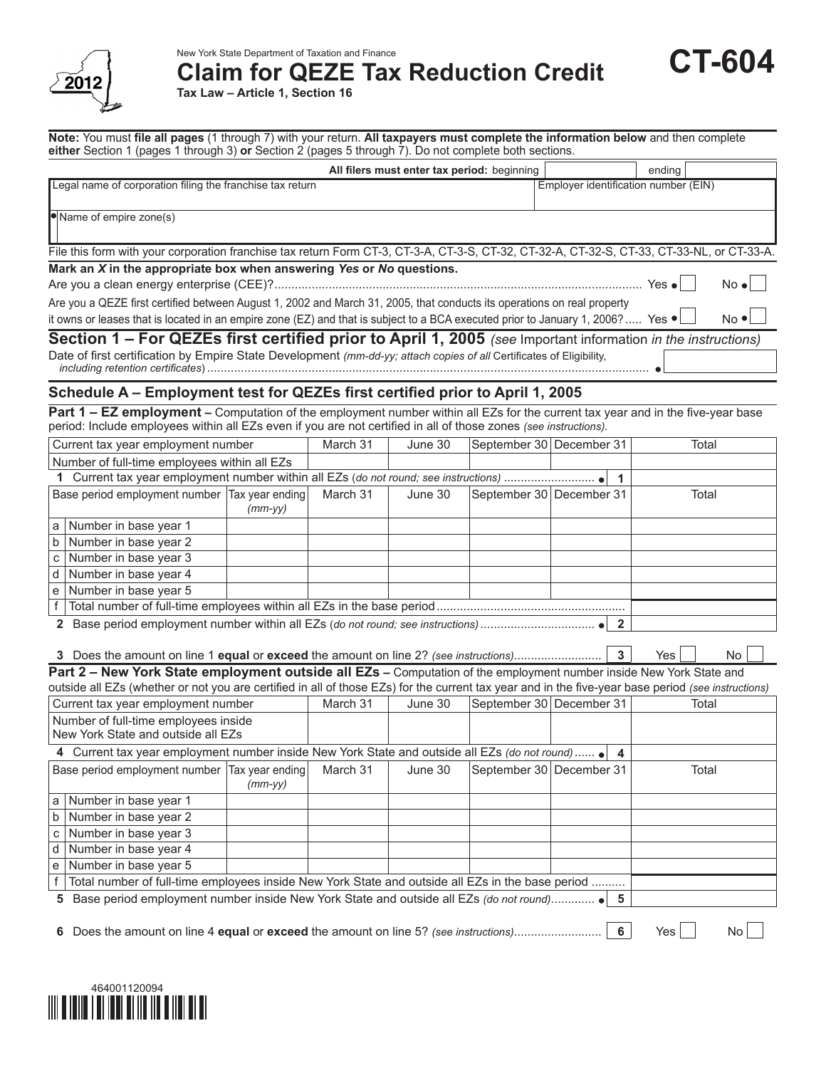New York State Department of Taxation and Finance

# Claim for QEZE Tax Reduction Credit

**CT-604**

2012

**Tax Law – Article 1, Section 16**

**Note:** You must **file all pages** (1 through 7) with your return. **All taxpayers must complete the information below** and then complete **either** Section 1 (pages 1 through 3) **or** Section 2 (pages 5 through 7). Do not complete both sections.

| **All filers must enter tax period:** beginning | | ending | |
|---|---|---|---|

| Legal name of corporation filing the franchise tax return | Employer identification number (EIN) |
|---|---|
| | |

| ● Name of empire zone(s) |
|---|
| |

File this form with your corporation franchise tax return Form CT-3, CT-3-A, CT-3-S, CT-32, CT-32-A, CT-32-S, CT-33, CT-33-NL, or CT-33-A.

**Mark an *X* in the appropriate box when answering *Yes* or *No* questions.**

Are you a clean energy enterprise (CEE)? ............ Yes ● ☐ No ● ☐

Are you a QEZE first certified between August 1, 2002 and March 31, 2005, that conducts its operations on real property it owns or leases that is located in an empire zone (EZ) and that is subject to a BCA executed prior to January 1, 2006? ..... Yes ● ☐ No ● ☐

## Section 1 – For QEZEs first certified prior to April 1, 2005 *(see* Important information *in the instructions)*

Date of first certification by Empire State Development *(mm-dd-yy; attach copies of all* Certificates of Eligibility, *including retention certificates)* .......... ● ☐

### Schedule A – Employment test for QEZEs first certified prior to April 1, 2005

**Part 1 – EZ employment –** Computation of the employment number within all EZs for the current tax year and in the five-year base period: Include employees within all EZs even if you are not certified in all of those zones *(see instructions).*

| Current tax year employment number | | March 31 | June 30 | September 30 | December 31 | Total |
|---|---|---|---|---|---|---|
| Number of full-time employees within all EZs | | | | | | |
| **1** Current tax year employment number within all EZs *(do not round; see instructions)* .......... ● **1** | | | | | | |
| Base period employment number | Tax year ending *(mm-yy)* | March 31 | June 30 | September 30 | December 31 | Total |
| a Number in base year 1 | | | | | | |
| b Number in base year 2 | | | | | | |
| c Number in base year 3 | | | | | | |
| d Number in base year 4 | | | | | | |
| e Number in base year 5 | | | | | | |
| f Total number of full-time employees within all EZs in the base period .......... | | | | | | |
| **2** Base period employment number within all EZs *(do not round; see instructions)* .......... ● **2** | | | | | | |

**3** Does the amount on line 1 **equal** or **exceed** the amount on line 2? *(see instructions)*.......... **3** Yes ☐ No ☐

**Part 2 – New York State employment outside all EZs –** Computation of the employment number inside New York State and outside all EZs (whether or not you are certified in all of those EZs) for the current tax year and in the five-year base period *(see instructions)*

| Current tax year employment number | | March 31 | June 30 | September 30 | December 31 | Total |
|---|---|---|---|---|---|---|
| Number of full-time employees inside New York State and outside all EZs | | | | | | |
| **4** Current tax year employment number inside New York State and outside all EZs *(do not round)* ...... ● **4** | | | | | | |
| Base period employment number | Tax year ending *(mm-yy)* | March 31 | June 30 | September 30 | December 31 | Total |
| a Number in base year 1 | | | | | | |
| b Number in base year 2 | | | | | | |
| c Number in base year 3 | | | | | | |
| d Number in base year 4 | | | | | | |
| e Number in base year 5 | | | | | | |
| f Total number of full-time employees inside New York State and outside all EZs in the base period .......... | | | | | | |
| **5** Base period employment number inside New York State and outside all EZs *(do not round)*.......... ● **5** | | | | | | |

**6** Does the amount on line 4 **equal** or **exceed** the amount on line 5? *(see instructions)*.......... **6** Yes ☐ No ☐

464001120094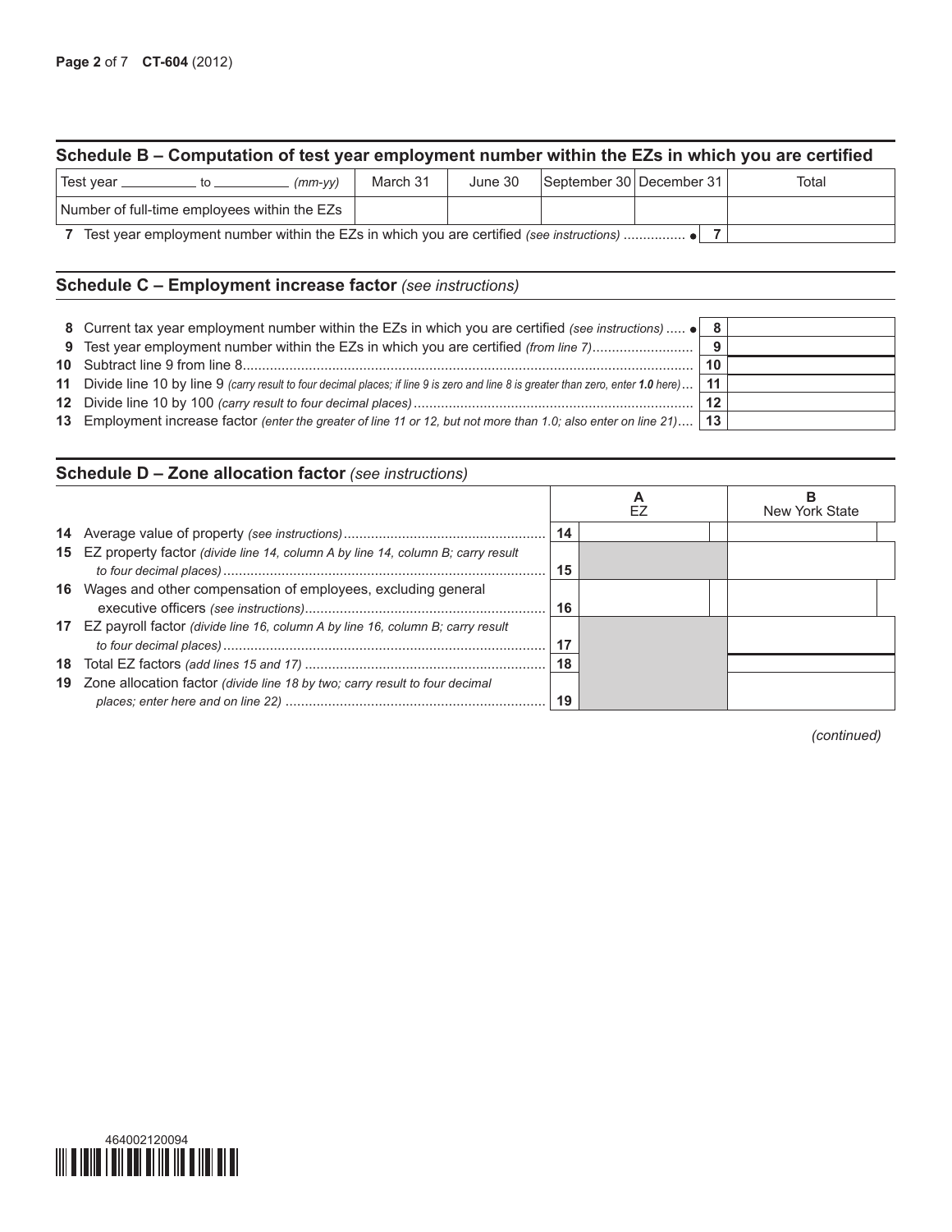## Schedule B – Computation of test year employment number within the EZs in which you are certified

| Test year ________ to ________ *(mm-yy)* | March 31 | June 30 | September 30 | December 31 | Total |
|---|---|---|---|---|---|
| Number of full-time employees within the EZs | | | | | |
| **7** Test year employment number within the EZs in which you are certified *(see instructions)* ............... ● | | | | **7** | |

## Schedule C – Employment increase factor *(see instructions)*

| | | |
|---|---|---|
| **8** Current tax year employment number within the EZs in which you are certified *(see instructions)* ..... ● | **8** | |
| **9** Test year employment number within the EZs in which you are certified *(from line 7)*.......................... | **9** | |
| **10** Subtract line 9 from line 8.................................................................................................................. | **10** | |
| **11** Divide line 10 by line 9 *(carry result to four decimal places; if line 9 is zero and line 8 is greater than zero, enter **1.0** here)*... | **11** | |
| **12** Divide line 10 by 100 *(carry result to four decimal places)*....................................................................... | **12** | |
| **13** Employment increase factor *(enter the greater of line 11 or 12, but not more than 1.0; also enter on line 21)*.... | **13** | |

## Schedule D – Zone allocation factor *(see instructions)*

| | | A EZ | B New York State |
|---|---|---|---|
| **14** Average value of property *(see instructions)*.................................................... | **14** | | |
| **15** EZ property factor *(divide line 14, column A by line 14, column B; carry result to four decimal places)*.................................................................................. | **15** | | |
| **16** Wages and other compensation of employees, excluding general executive officers *(see instructions)*............................................................. | **16** | | |
| **17** EZ payroll factor *(divide line 16, column A by line 16, column B; carry result to four decimal places)*.................................................................................. | **17** | | |
| **18** Total EZ factors *(add lines 15 and 17)* ............................................................. | **18** | | |
| **19** Zone allocation factor *(divide line 18 by two; carry result to four decimal places; enter here and on line 22)* .................................................................. | **19** | | |

*(continued)*

464002120094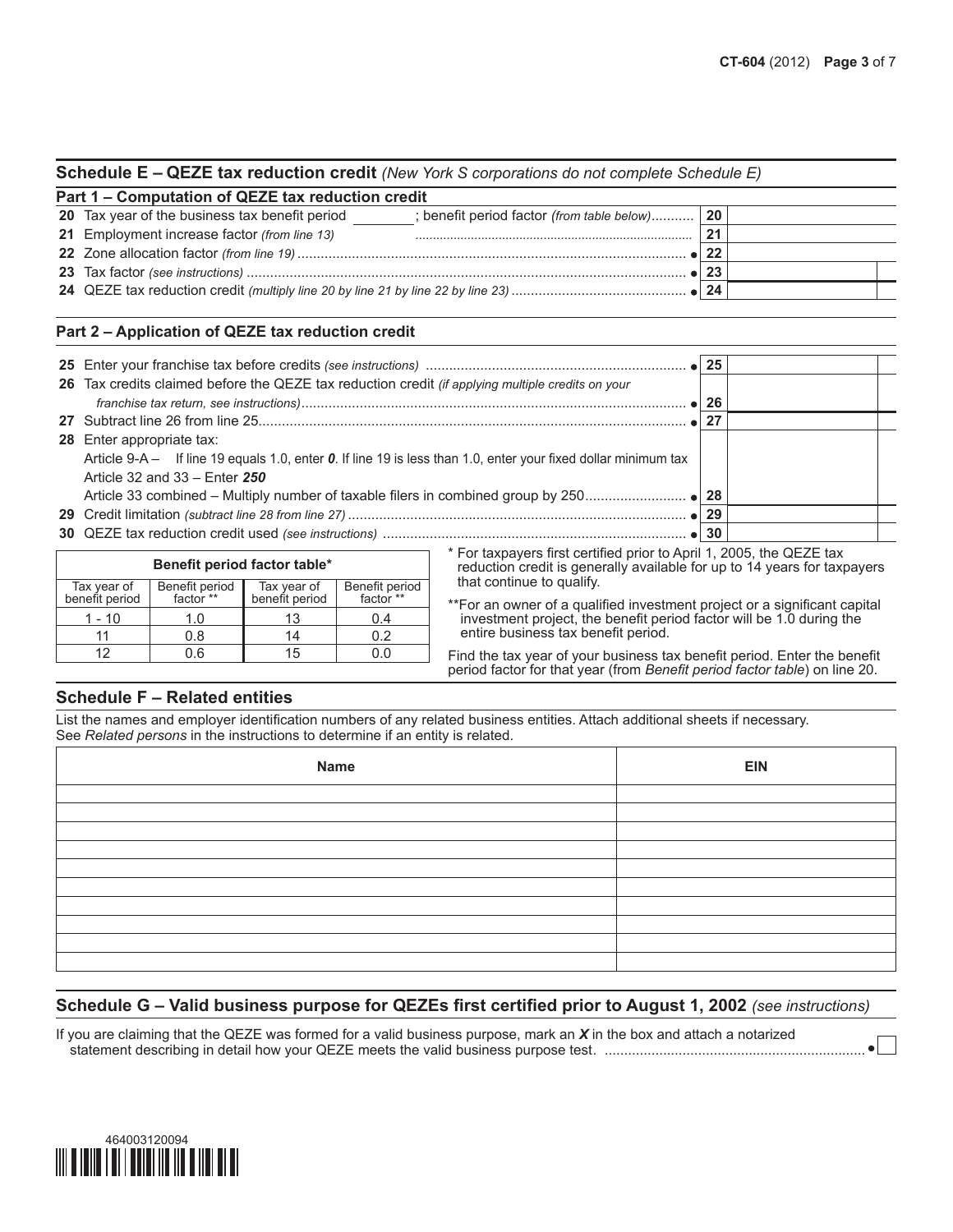## Schedule E – QEZE tax reduction credit *(New York S corporations do not complete Schedule E)*

### Part 1 – Computation of QEZE tax reduction credit

| | | | |
|---|---|---|---|
| 20 | Tax year of the business tax benefit period ________; benefit period factor *(from table below)* | 20 | |
| 21 | Employment increase factor *(from line 13)* | 21 | |
| 22 | Zone allocation factor *(from line 19)* | • 22 | |
| 23 | Tax factor *(see instructions)* | • 23 | |
| 24 | QEZE tax reduction credit *(multiply line 20 by line 21 by line 22 by line 23)* | • 24 | |

### Part 2 – Application of QEZE tax reduction credit

| | | | |
|---|---|---|---|
| 25 | Enter your franchise tax before credits *(see instructions)* | • 25 | |
| 26 | Tax credits claimed before the QEZE tax reduction credit *(if applying multiple credits on your franchise tax return, see instructions)* | • 26 | |
| 27 | Subtract line 26 from line 25 | • 27 | |
| 28 | Enter appropriate tax:<br>Article 9-A – If line 19 equals 1.0, enter ***0***. If line 19 is less than 1.0, enter your fixed dollar minimum tax<br>Article 32 and 33 – Enter ***250***<br>Article 33 combined – Multiply number of taxable filers in combined group by 250 | • 28 | |
| 29 | Credit limitation *(subtract line 28 from line 27)* | • 29 | |
| 30 | QEZE tax reduction credit used *(see instructions)* | • 30 | |

**Benefit period factor table***

| Tax year of benefit period | Benefit period factor ** | Tax year of benefit period | Benefit period factor ** |
|---|---|---|---|
| 1 - 10 | 1.0 | 13 | 0.4 |
| 11 | 0.8 | 14 | 0.2 |
| 12 | 0.6 | 15 | 0.0 |

\* For taxpayers first certified prior to April 1, 2005, the QEZE tax reduction credit is generally available for up to 14 years for taxpayers that continue to qualify.

**For an owner of a qualified investment project or a significant capital investment project, the benefit period factor will be 1.0 during the entire business tax benefit period.

Find the tax year of your business tax benefit period. Enter the benefit period factor for that year (from *Benefit period factor table*) on line 20.

## Schedule F – Related entities

List the names and employer identification numbers of any related business entities. Attach additional sheets if necessary. See *Related persons* in the instructions to determine if an entity is related.

| Name | EIN |
|---|---|
| | |
| | |
| | |
| | |
| | |
| | |
| | |
| | |
| | |
| | |

## Schedule G – Valid business purpose for QEZEs first certified prior to August 1, 2002 *(see instructions)*

If you are claiming that the QEZE was formed for a valid business purpose, mark an ***X*** in the box and attach a notarized statement describing in detail how your QEZE meets the valid business purpose test. • ☐

464003120094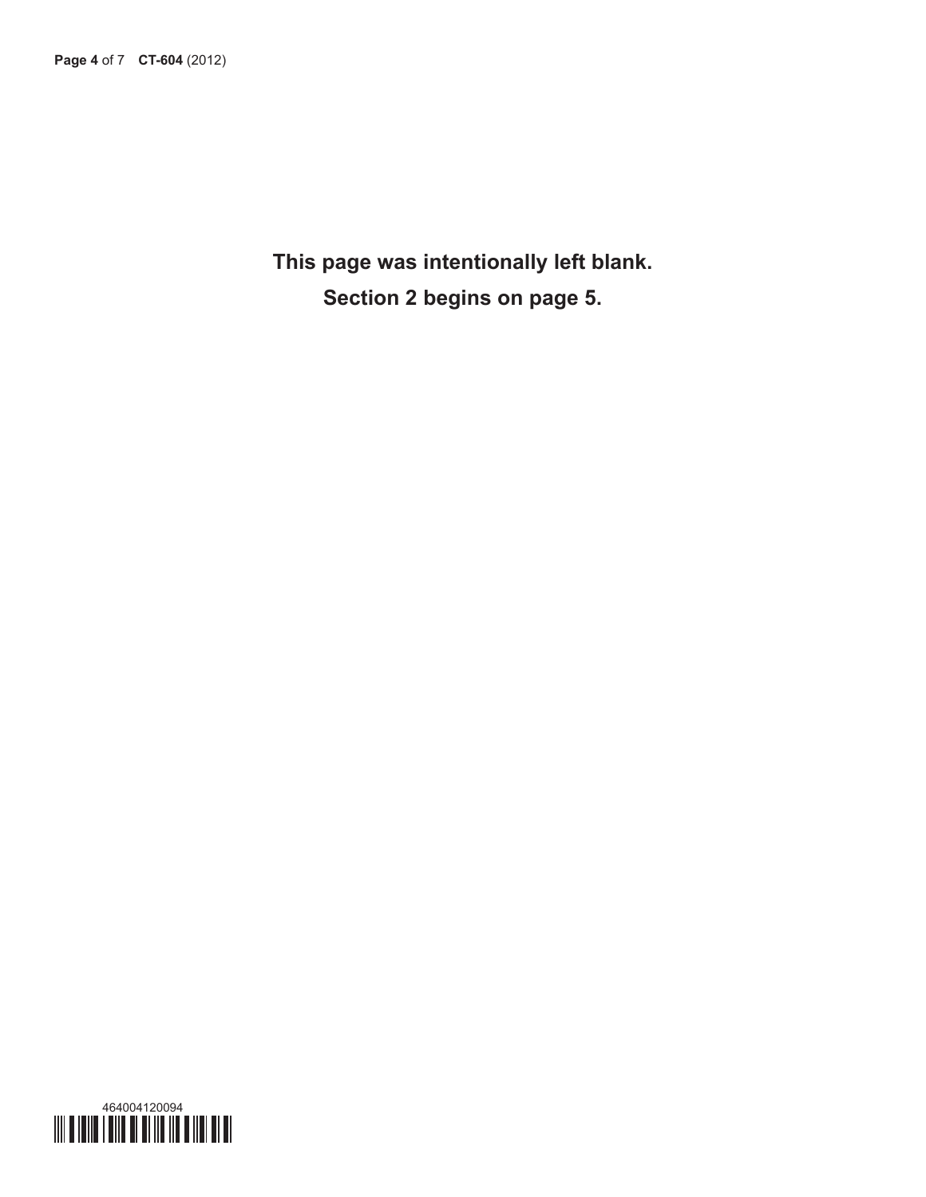**This page was intentionally left blank.**

**Section 2 begins on page 5.**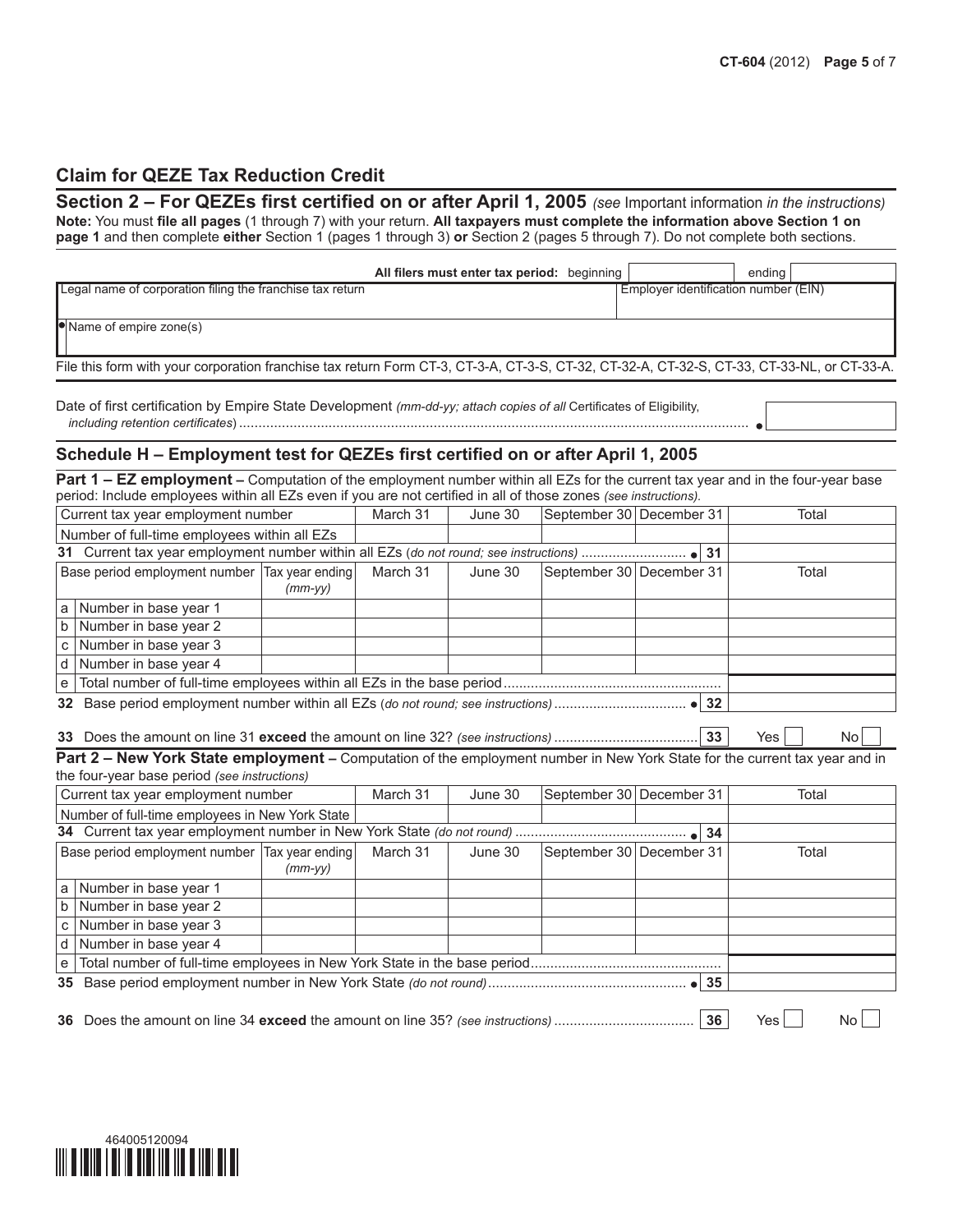## Claim for QEZE Tax Reduction Credit

## Section 2 – For QEZEs first certified on or after April 1, 2005 *(see* Important information *in the instructions)*

**Note:** You must **file all pages** (1 through 7) with your return. **All taxpayers must complete the information above Section 1 on page 1** and then complete **either** Section 1 (pages 1 through 3) **or** Section 2 (pages 5 through 7). Do not complete both sections.

**All filers must enter tax period:** beginning ______ ending ______

| Legal name of corporation filing the franchise tax return | Employer identification number (EIN) |
|---|---|
| | |
| • Name of empire zone(s) | |

File this form with your corporation franchise tax return Form CT-3, CT-3-A, CT-3-S, CT-32, CT-32-A, CT-32-S, CT-33, CT-33-NL, or CT-33-A.

Date of first certification by Empire State Development *(mm-dd-yy; attach copies of all* Certificates of Eligibility, *including retention certificates*) .................................... •

### Schedule H – Employment test for QEZEs first certified on or after April 1, 2005

**Part 1 – EZ employment –** Computation of the employment number within all EZs for the current tax year and in the four-year base period: Include employees within all EZs even if you are not certified in all of those zones *(see instructions).*

| Current tax year employment number | | March 31 | June 30 | September 30 | December 31 | Total |
|---|---|---|---|---|---|---|
| Number of full-time employees within all EZs | | | | | | |
| **31** Current tax year employment number within all EZs (*do not round; see instructions*) ........................ • **31** | | | | | | |
| **Base period employment number** | **Tax year ending** *(mm-yy)* | **March 31** | **June 30** | **September 30** | **December 31** | **Total** |
| a Number in base year 1 | | | | | | |
| b Number in base year 2 | | | | | | |
| c Number in base year 3 | | | | | | |
| d Number in base year 4 | | | | | | |
| e Total number of full-time employees within all EZs in the base period ........................ | | | | | | |
| **32** Base period employment number within all EZs (*do not round; see instructions*) ........................ • **32** | | | | | | |

**33** Does the amount on line 31 **exceed** the amount on line 32? *(see instructions)* .................... **33** Yes ☐ No ☐

**Part 2 – New York State employment –** Computation of the employment number in New York State for the current tax year and in the four-year base period *(see instructions)*

| Current tax year employment number | | March 31 | June 30 | September 30 | December 31 | Total |
|---|---|---|---|---|---|---|
| Number of full-time employees in New York State | | | | | | |
| **34** Current tax year employment number in New York State *(do not round)* ........................ • **34** | | | | | | |
| **Base period employment number** | **Tax year ending** *(mm-yy)* | **March 31** | **June 30** | **September 30** | **December 31** | **Total** |
| a Number in base year 1 | | | | | | |
| b Number in base year 2 | | | | | | |
| c Number in base year 3 | | | | | | |
| d Number in base year 4 | | | | | | |
| e Total number of full-time employees in New York State in the base period ........................ | | | | | | |
| **35** Base period employment number in New York State *(do not round)* ........................ • **35** | | | | | | |

**36** Does the amount on line 34 **exceed** the amount on line 35? *(see instructions)* .................... **36** Yes ☐ No ☐

464005120094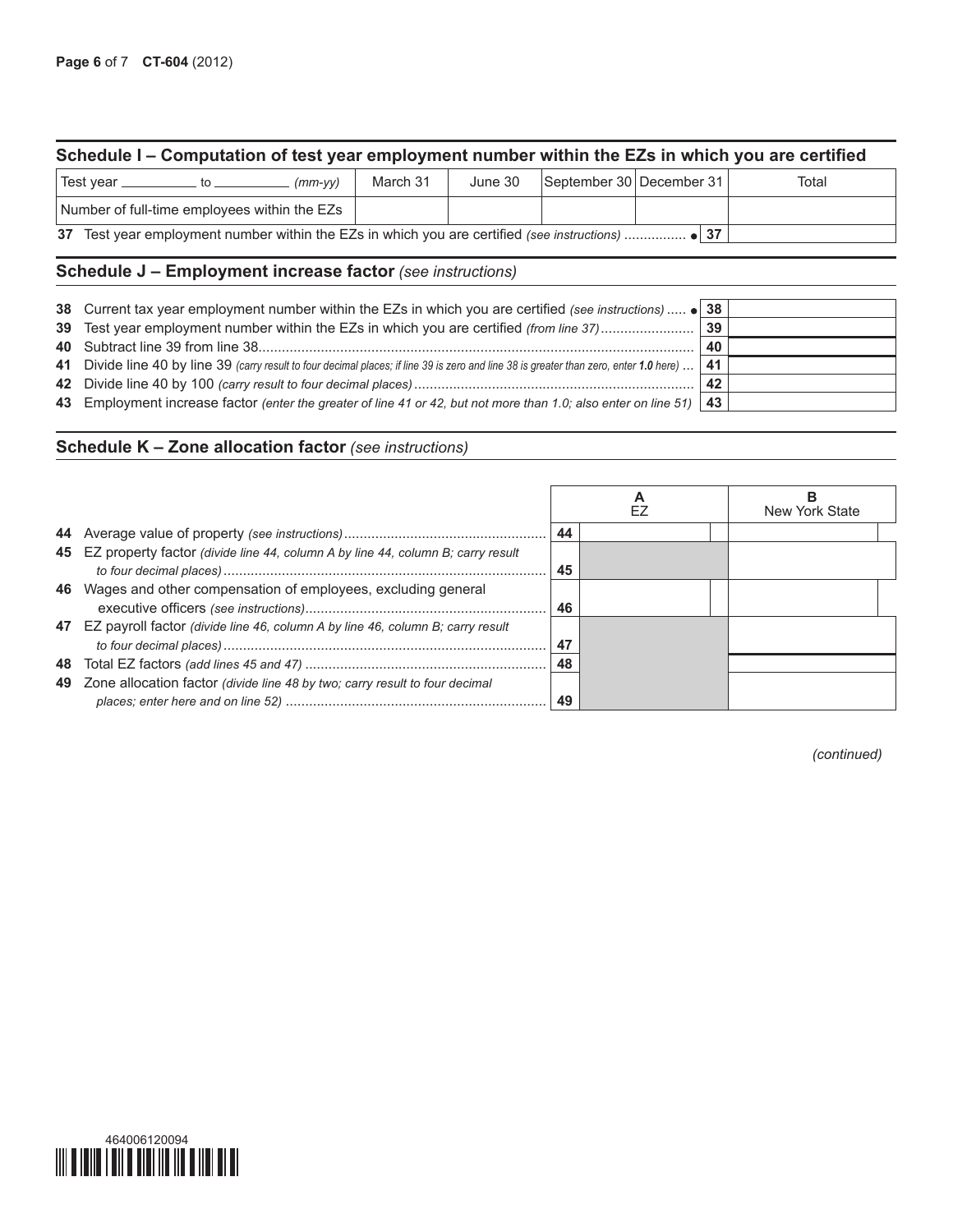## Schedule I – Computation of test year employment number within the EZs in which you are certified

| Test year ________ to ________ *(mm-yy)* | March 31 | June 30 | September 30 | December 31 | Total |
|---|---|---|---|---|---|
| Number of full-time employees within the EZs | | | | | |

**37** Test year employment number within the EZs in which you are certified *(see instructions)* ............... • **37** ______

## Schedule J – Employment increase factor *(see instructions)*

| | | | |
|---|---|---|---|
| **38** | Current tax year employment number within the EZs in which you are certified *(see instructions)* ..... • | **38** | |
| **39** | Test year employment number within the EZs in which you are certified *(from line 37)* ........................ | **39** | |
| **40** | Subtract line 39 from line 38.................................................................................................. | **40** | |
| **41** | Divide line 40 by line 39 *(carry result to four decimal places; if line 39 is zero and line 38 is greater than zero, enter **1.0** here)* ... | **41** | |
| **42** | Divide line 40 by 100 *(carry result to four decimal places)* ....................................................................... | **42** | |
| **43** | Employment increase factor *(enter the greater of line 41 or 42, but not more than 1.0; also enter on line 51)* | **43** | |

## Schedule K – Zone allocation factor *(see instructions)*

| | | | A EZ | B New York State |
|---|---|---|---|---|
| **44** | Average value of property *(see instructions)*.................................................... | **44** | | |
| **45** | EZ property factor *(divide line 44, column A by line 44, column B; carry result to four decimal places)* ................................................................................... | **45** | | |
| **46** | Wages and other compensation of employees, excluding general executive officers *(see instructions)*............................................................. | **46** | | |
| **47** | EZ payroll factor *(divide line 46, column A by line 46, column B; carry result to four decimal places)* .................................................................................. | **47** | | |
| **48** | Total EZ factors *(add lines 45 and 47)* ............................................................. | **48** | | |
| **49** | Zone allocation factor *(divide line 48 by two; carry result to four decimal places; enter here and on line 52)* .................................................................. | **49** | | |

*(continued)*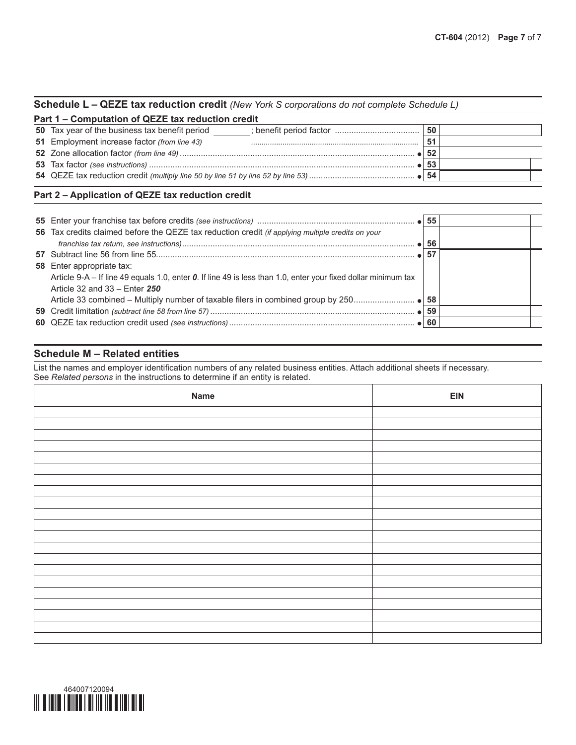## Schedule L – QEZE tax reduction credit *(New York S corporations do not complete Schedule L)*

### Part 1 – Computation of QEZE tax reduction credit

| | | |
|---|---|---|
| **50** Tax year of the business tax benefit period ________; benefit period factor | 50 | |
| **51** Employment increase factor *(from line 43)* | 51 | |
| **52** Zone allocation factor *(from line 49)* | ● 52 | |
| **53** Tax factor *(see instructions)* | ● 53 | |
| **54** QEZE tax reduction credit *(multiply line 50 by line 51 by line 52 by line 53)* | ● 54 | |

### Part 2 – Application of QEZE tax reduction credit

| | | |
|---|---|---|
| **55** Enter your franchise tax before credits *(see instructions)* | ● 55 | |
| **56** Tax credits claimed before the QEZE tax reduction credit *(if applying multiple credits on your franchise tax return, see instructions)* | ● 56 | |
| **57** Subtract line 56 from line 55 | ● 57 | |
| **58** Enter appropriate tax:<br>Article 9-A – If line 49 equals 1.0, enter ***0***. If line 49 is less than 1.0, enter your fixed dollar minimum tax<br>Article 32 and 33 – Enter ***250***<br>Article 33 combined – Multiply number of taxable filers in combined group by 250 | ● 58 | |
| **59** Credit limitation *(subtract line 58 from line 57)* | ● 59 | |
| **60** QEZE tax reduction credit used *(see instructions)* | ● 60 | |

## Schedule M – Related entities

List the names and employer identification numbers of any related business entities. Attach additional sheets if necessary. See *Related persons* in the instructions to determine if an entity is related.

| Name | EIN |
|---|---|
| | |
| | |
| | |
| | |
| | |
| | |
| | |
| | |
| | |
| | |
| | |
| | |
| | |
| | |
| | |
| | |
| | |
| | |
| | |
| | |

464007120094